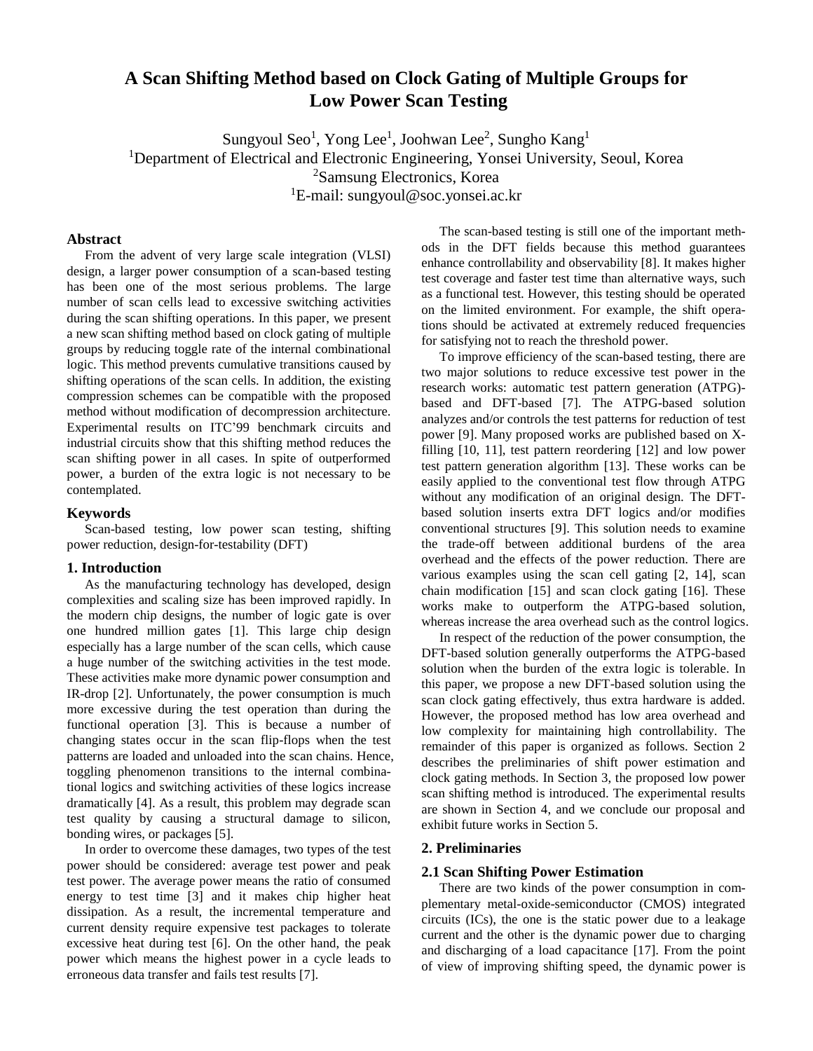# A Scan Shifting Method based on Clock Gating of Multiple Groups for Low Power Scan Testing

Sungyoul Seo[1], Yong Lee[1], Joohwan Lee[2], Sungho Kang[1]
[1]Department of Electrical and Electronic Engineering, Yonsei University, Seoul, Korea
[2]Samsung Electronics, Korea
[1]E-mail: sungyoul@soc.yonsei.ac.kr

## Abstract

From the advent of very large scale integration (VLSI) design, a larger power consumption of a scan-based testing has been one of the most serious problems. The large number of scan cells lead to excessive switching activities during the scan shifting operations. In this paper, we present a new scan shifting method based on clock gating of multiple groups by reducing toggle rate of the internal combinational logic. This method prevents cumulative transitions caused by shifting operations of the scan cells. In addition, the existing compression schemes can be compatible with the proposed method without modification of decompression architecture. Experimental results on ITC'99 benchmark circuits and industrial circuits show that this shifting method reduces the scan shifting power in all cases. In spite of outperformed power, a burden of the extra logic is not necessary to be contemplated.

## Keywords

Scan-based testing, low power scan testing, shifting power reduction, design-for-testability (DFT)

## 1. Introduction

As the manufacturing technology has developed, design complexities and scaling size has been improved rapidly. In the modern chip designs, the number of logic gate is over one hundred million gates [1]. This large chip design especially has a large number of the scan cells, which cause a huge number of the switching activities in the test mode. These activities make more dynamic power consumption and IR-drop [2]. Unfortunately, the power consumption is much more excessive during the test operation than during the functional operation [3]. This is because a number of changing states occur in the scan flip-flops when the test patterns are loaded and unloaded into the scan chains. Hence, toggling phenomenon transitions to the internal combinational logics and switching activities of these logics increase dramatically [4]. As a result, this problem may degrade scan test quality by causing a structural damage to silicon, bonding wires, or packages [5].

In order to overcome these damages, two types of the test power should be considered: average test power and peak test power. The average power means the ratio of consumed energy to test time [3] and it makes chip higher heat dissipation. As a result, the incremental temperature and current density require expensive test packages to tolerate excessive heat during test [6]. On the other hand, the peak power which means the highest power in a cycle leads to erroneous data transfer and fails test results [7].

The scan-based testing is still one of the important methods in the DFT fields because this method guarantees enhance controllability and observability [8]. It makes higher test coverage and faster test time than alternative ways, such as a functional test. However, this testing should be operated on the limited environment. For example, the shift operations should be activated at extremely reduced frequencies for satisfying not to reach the threshold power.

To improve efficiency of the scan-based testing, there are two major solutions to reduce excessive test power in the research works: automatic test pattern generation (ATPG)-based and DFT-based [7]. The ATPG-based solution analyzes and/or controls the test patterns for reduction of test power [9]. Many proposed works are published based on X-filling [10, 11], test pattern reordering [12] and low power test pattern generation algorithm [13]. These works can be easily applied to the conventional test flow through ATPG without any modification of an original design. The DFT-based solution inserts extra DFT logics and/or modifies conventional structures [9]. This solution needs to examine the trade-off between additional burdens of the area overhead and the effects of the power reduction. There are various examples using the scan cell gating [2, 14], scan chain modification [15] and scan clock gating [16]. These works make to outperform the ATPG-based solution, whereas increase the area overhead such as the control logics.

In respect of the reduction of the power consumption, the DFT-based solution generally outperforms the ATPG-based solution when the burden of the extra logic is tolerable. In this paper, we propose a new DFT-based solution using the scan clock gating effectively, thus extra hardware is added. However, the proposed method has low area overhead and low complexity for maintaining high controllability. The remainder of this paper is organized as follows. Section 2 describes the preliminaries of shift power estimation and clock gating methods. In Section 3, the proposed low power scan shifting method is introduced. The experimental results are shown in Section 4, and we conclude our proposal and exhibit future works in Section 5.

## 2. Preliminaries

### 2.1 Scan Shifting Power Estimation

There are two kinds of the power consumption in complementary metal-oxide-semiconductor (CMOS) integrated circuits (ICs), the one is the static power due to a leakage current and the other is the dynamic power due to charging and discharging of a load capacitance [17]. From the point of view of improving shifting speed, the dynamic power is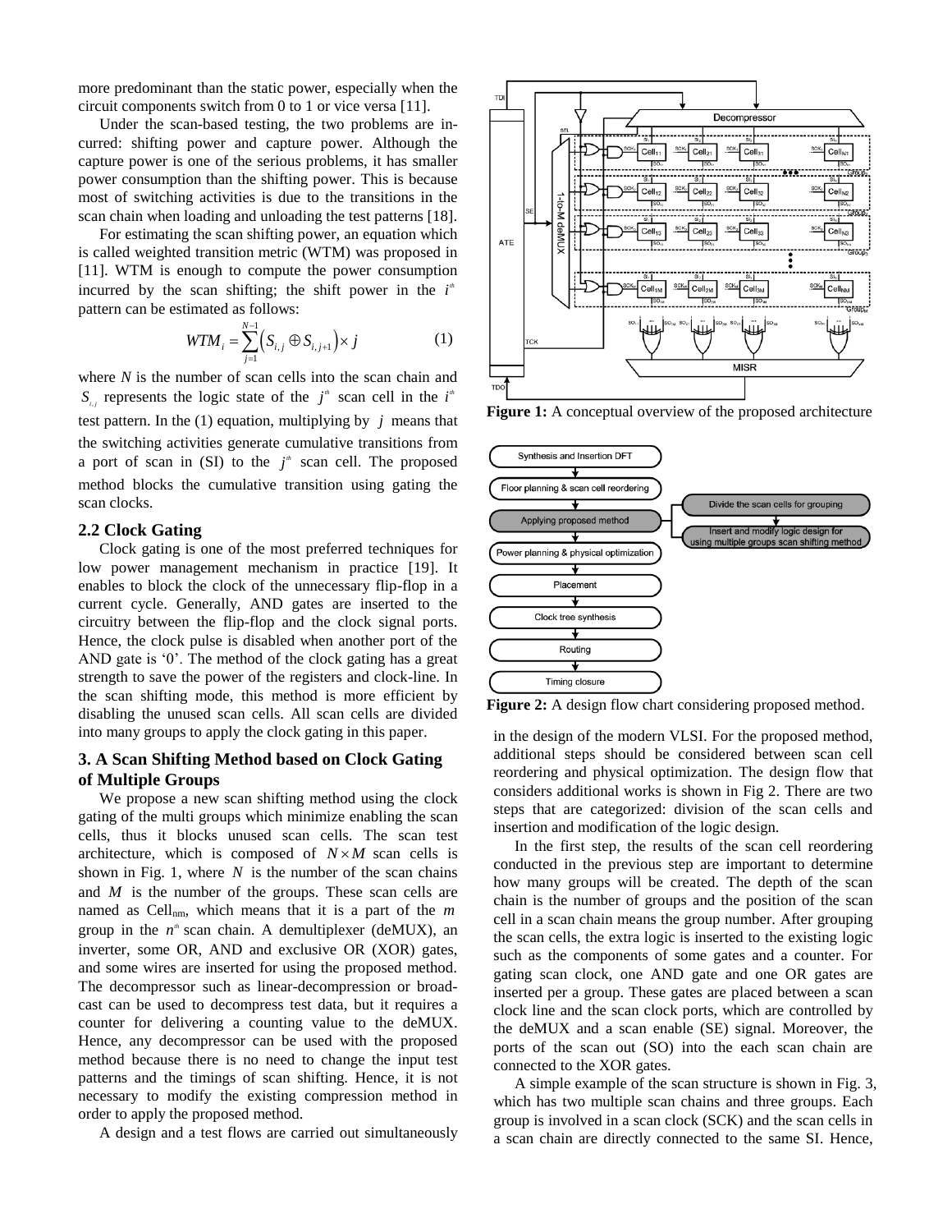more predominant than the static power, especially when the circuit components switch from 0 to 1 or vice versa [11].

Under the scan-based testing, the two problems are incurred: shifting power and capture power. Although the capture power is one of the serious problems, it has smaller power consumption than the shifting power. This is because most of switching activities is due to the transitions in the scan chain when loading and unloading the test patterns [18].

For estimating the scan shifting power, an equation which is called weighted transition metric (WTM) was proposed in [11]. WTM is enough to compute the power consumption incurred by the scan shifting; the shift power in the $i^{th}$ pattern can be estimated as follows:

$$WTM_i = \sum_{j=1}^{N-1} \left( S_{i,j} \oplus S_{i,j+1} \right) \times j \tag{1}$$

where $N$ is the number of scan cells into the scan chain and $S_{i,j}$ represents the logic state of the $j^{th}$ scan cell in the $i^{th}$ test pattern. In the (1) equation, multiplying by $j$ means that the switching activities generate cumulative transitions from a port of scan in (SI) to the $j^{th}$ scan cell. The proposed method blocks the cumulative transition using gating the scan clocks.

### 2.2 Clock Gating

Clock gating is one of the most preferred techniques for low power management mechanism in practice [19]. It enables to block the clock of the unnecessary flip-flop in a current cycle. Generally, AND gates are inserted to the circuitry between the flip-flop and the clock signal ports. Hence, the clock pulse is disabled when another port of the AND gate is '0'. The method of the clock gating has a great strength to save the power of the registers and clock-line. In the scan shifting mode, this method is more efficient by disabling the unused scan cells. All scan cells are divided into many groups to apply the clock gating in this paper.

## 3. A Scan Shifting Method based on Clock Gating of Multiple Groups

We propose a new scan shifting method using the clock gating of the multi groups which minimize enabling the scan cells, thus it blocks unused scan cells. The scan test architecture, which is composed of $N \times M$ scan cells is shown in Fig. 1, where $N$ is the number of the scan chains and $M$ is the number of the groups. These scan cells are named as $\text{Cell}_{nm}$, which means that it is a part of the $m$ group in the $n^{th}$ scan chain. A demultiplexer (deMUX), an inverter, some OR, AND and exclusive OR (XOR) gates, and some wires are inserted for using the proposed method. The decompressor such as linear-decompression or broadcast can be used to decompress test data, but it requires a counter for delivering a counting value to the deMUX. Hence, any decompressor can be used with the proposed method because there is no need to change the input test patterns and the timings of scan shifting. Hence, it is not necessary to modify the existing compression method in order to apply the proposed method.

A design and a test flows are carried out simultaneously in the design of the modern VLSI. For the proposed method, additional steps should be considered between scan cell reordering and physical optimization. The design flow that considers additional works is shown in Fig 2. There are two steps that are categorized: division of the scan cells and insertion and modification of the logic design.

**Figure 1:** A conceptual overview of the proposed architecture

**Figure 2:** A design flow chart considering proposed method.

In the first step, the results of the scan cell reordering conducted in the previous step are important to determine how many groups will be created. The depth of the scan chain is the number of groups and the position of the scan cell in a scan chain means the group number. After grouping the scan cells, the extra logic is inserted to the existing logic such as the components of some gates and a counter. For gating scan clock, one AND gate and one OR gates are inserted per a group. These gates are placed between a scan clock line and the scan clock ports, which are controlled by the deMUX and a scan enable (SE) signal. Moreover, the ports of the scan out (SO) into the each scan chain are connected to the XOR gates.

A simple example of the scan structure is shown in Fig. 3, which has two multiple scan chains and three groups. Each group is involved in a scan clock (SCK) and the scan cells in a scan chain are directly connected to the same SI. Hence,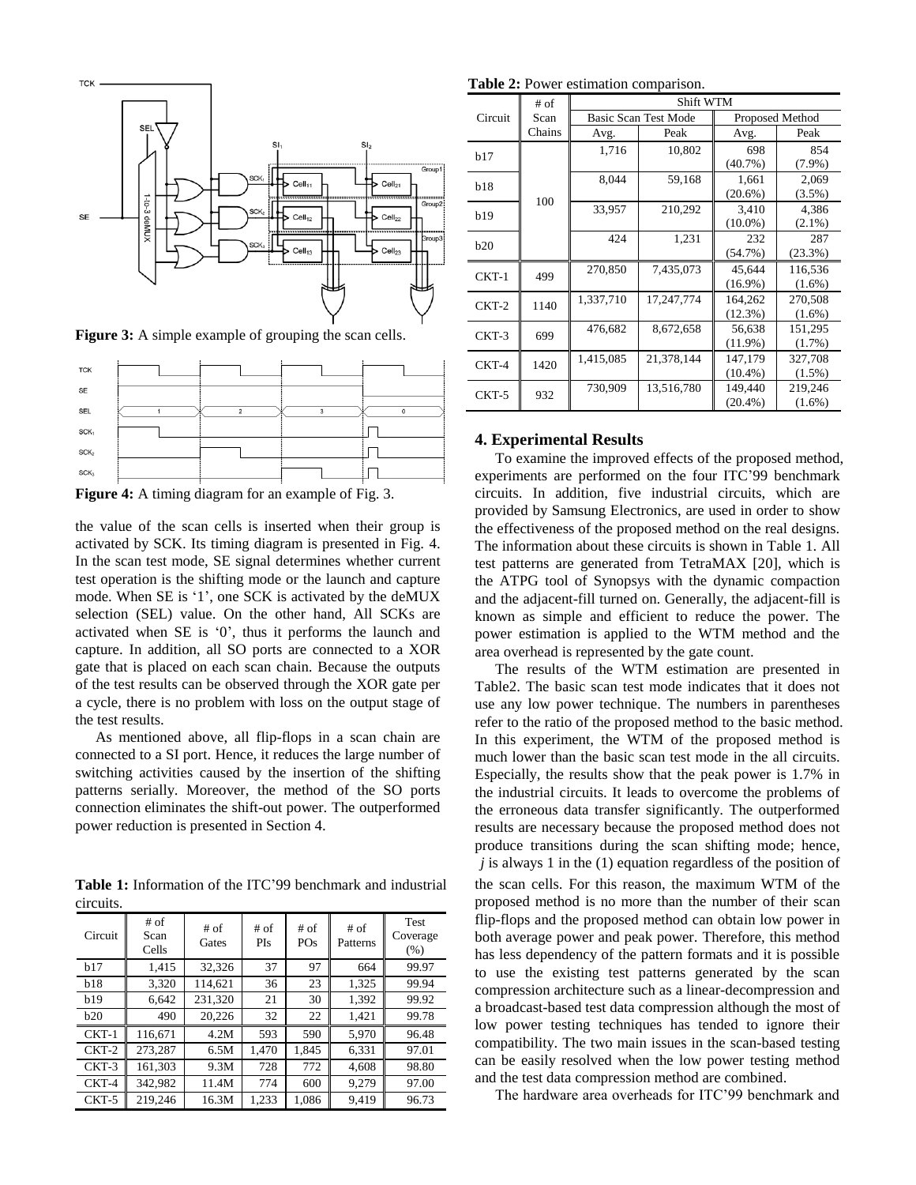**Figure 3:** A simple example of grouping the scan cells.

**Figure 4:** A timing diagram for an example of Fig. 3.

the value of the scan cells is inserted when their group is activated by SCK. Its timing diagram is presented in Fig. 4. In the scan test mode, SE signal determines whether current test operation is the shifting mode or the launch and capture mode. When SE is '1', one SCK is activated by the deMUX selection (SEL) value. On the other hand, All SCKs are activated when SE is '0', thus it performs the launch and capture. In addition, all SO ports are connected to a XOR gate that is placed on each scan chain. Because the outputs of the test results can be observed through the XOR gate per a cycle, there is no problem with loss on the output stage of the test results.

As mentioned above, all flip-flops in a scan chain are connected to a SI port. Hence, it reduces the large number of switching activities caused by the insertion of the shifting patterns serially. Moreover, the method of the SO ports connection eliminates the shift-out power. The outperformed power reduction is presented in Section 4.

**Table 1:** Information of the ITC'99 benchmark and industrial circuits.

| Circuit | # of Scan Cells | # of Gates | # of PIs | # of POs | # of Patterns | Test Coverage (%) |
|---|---|---|---|---|---|---|
| b17 | 1,415 | 32,326 | 37 | 97 | 664 | 99.97 |
| b18 | 3,320 | 114,621 | 36 | 23 | 1,325 | 99.94 |
| b19 | 6,642 | 231,320 | 21 | 30 | 1,392 | 99.92 |
| b20 | 490 | 20,226 | 32 | 22 | 1,421 | 99.78 |
| CKT-1 | 116,671 | 4.2M | 593 | 590 | 5,970 | 96.48 |
| CKT-2 | 273,287 | 6.5M | 1,470 | 1,845 | 6,331 | 97.01 |
| CKT-3 | 161,303 | 9.3M | 728 | 772 | 4,608 | 98.80 |
| CKT-4 | 342,982 | 11.4M | 774 | 600 | 9,279 | 97.00 |
| CKT-5 | 219,246 | 16.3M | 1,233 | 1,086 | 9,419 | 96.73 |

**Table 2:** Power estimation comparison.

| Circuit | # of Scan Chains | Shift WTM | | | |
|---|---|---|---|---|---|
| | | Basic Scan Test Mode | | Proposed Method | |
| | | Avg. | Peak | Avg. | Peak |
| b17 | 100 | 1,716 | 10,802 | 698 (40.7%) | 854 (7.9%) |
| b18 | 100 | 8,044 | 59,168 | 1,661 (20.6%) | 2,069 (3.5%) |
| b19 | 100 | 33,957 | 210,292 | 3,410 (10.0%) | 4,386 (2.1%) |
| b20 | 100 | 424 | 1,231 | 232 (54.7%) | 287 (23.3%) |
| CKT-1 | 499 | 270,850 | 7,435,073 | 45,644 (16.9%) | 116,536 (1.6%) |
| CKT-2 | 1140 | 1,337,710 | 17,247,774 | 164,262 (12.3%) | 270,508 (1.6%) |
| CKT-3 | 699 | 476,682 | 8,672,658 | 56,638 (11.9%) | 151,295 (1.7%) |
| CKT-4 | 1420 | 1,415,085 | 21,378,144 | 147,179 (10.4%) | 327,708 (1.5%) |
| CKT-5 | 932 | 730,909 | 13,516,780 | 149,440 (20.4%) | 219,246 (1.6%) |

## 4. Experimental Results

To examine the improved effects of the proposed method, experiments are performed on the four ITC'99 benchmark circuits. In addition, five industrial circuits, which are provided by Samsung Electronics, are used in order to show the effectiveness of the proposed method on the real designs. The information about these circuits is shown in Table 1. All test patterns are generated from TetraMAX [20], which is the ATPG tool of Synopsys with the dynamic compaction and the adjacent-fill turned on. Generally, the adjacent-fill is known as simple and efficient to reduce the power. The power estimation is applied to the WTM method and the area overhead is represented by the gate count.

The results of the WTM estimation are presented in Table2. The basic scan test mode indicates that it does not use any low power technique. The numbers in parentheses refer to the ratio of the proposed method to the basic method. In this experiment, the WTM of the proposed method is much lower than the basic scan test mode in the all circuits. Especially, the results show that the peak power is 1.7% in the industrial circuits. It leads to overcome the problems of the erroneous data transfer significantly. The outperformed results are necessary because the proposed method does not produce transitions during the scan shifting mode; hence, $j$ is always 1 in the (1) equation regardless of the position of the scan cells. For this reason, the maximum WTM of the proposed method is no more than the number of their scan flip-flops and the proposed method can obtain low power in both average power and peak power. Therefore, this method has less dependency of the pattern formats and it is possible to use the existing test patterns generated by the scan compression architecture such as a linear-decompression and a broadcast-based test data compression although the most of low power testing techniques has tended to ignore their compatibility. The two main issues in the scan-based testing can be easily resolved when the low power testing method and the test data compression method are combined.

The hardware area overheads for ITC'99 benchmark and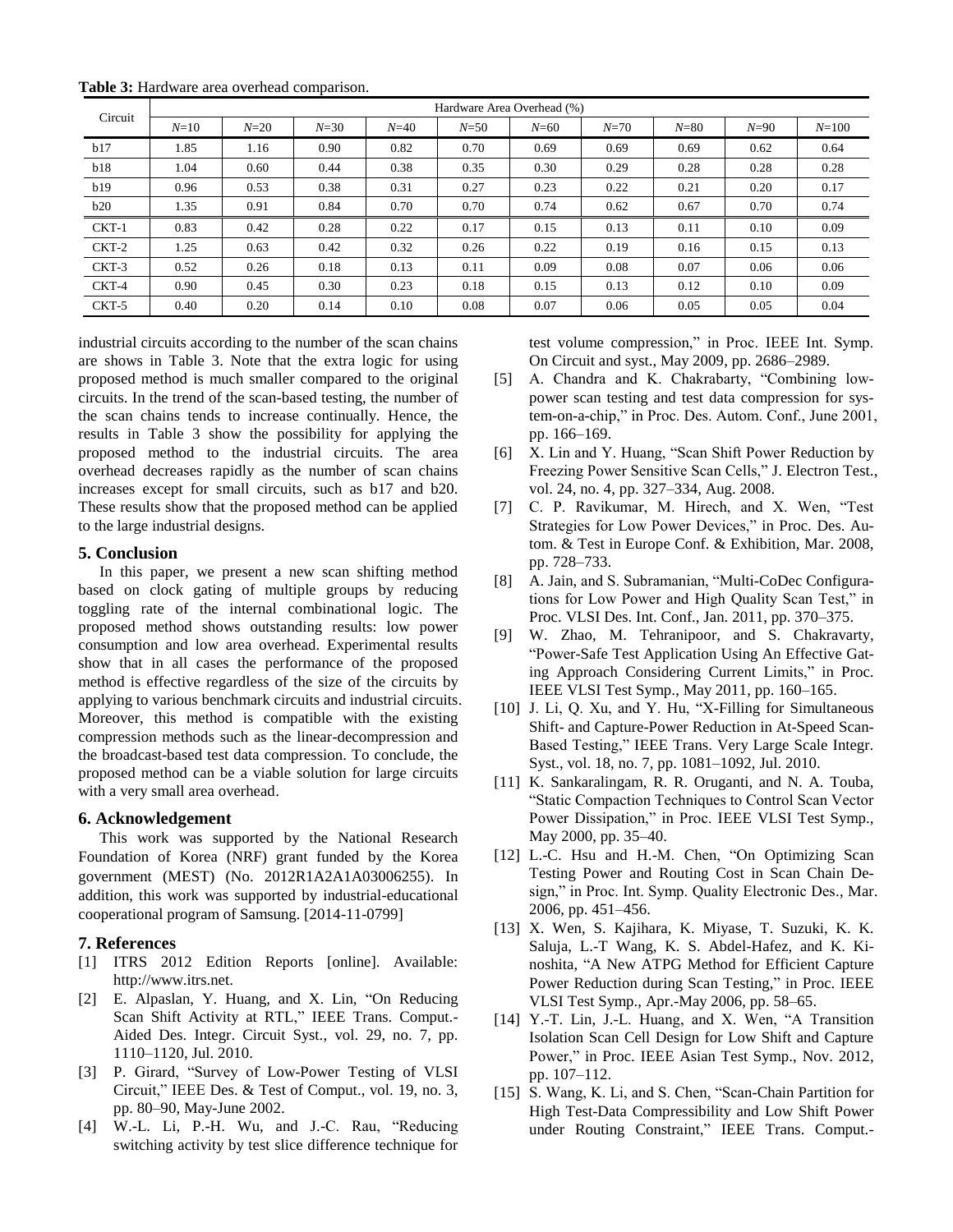**Table 3:** Hardware area overhead comparison.

| Circuit | Hardware Area Overhead (%) | | | | | | | | | |
|---|---|---|---|---|---|---|---|---|---|---|
| | $N$=10 | $N$=20 | $N$=30 | $N$=40 | $N$=50 | $N$=60 | $N$=70 | $N$=80 | $N$=90 | $N$=100 |
| b17 | 1.85 | 1.16 | 0.90 | 0.82 | 0.70 | 0.69 | 0.69 | 0.69 | 0.62 | 0.64 |
| b18 | 1.04 | 0.60 | 0.44 | 0.38 | 0.35 | 0.30 | 0.29 | 0.28 | 0.28 | 0.28 |
| b19 | 0.96 | 0.53 | 0.38 | 0.31 | 0.27 | 0.23 | 0.22 | 0.21 | 0.20 | 0.17 |
| b20 | 1.35 | 0.91 | 0.84 | 0.70 | 0.70 | 0.74 | 0.62 | 0.67 | 0.70 | 0.74 |
| CKT-1 | 0.83 | 0.42 | 0.28 | 0.22 | 0.17 | 0.15 | 0.13 | 0.11 | 0.10 | 0.09 |
| CKT-2 | 1.25 | 0.63 | 0.42 | 0.32 | 0.26 | 0.22 | 0.19 | 0.16 | 0.15 | 0.13 |
| CKT-3 | 0.52 | 0.26 | 0.18 | 0.13 | 0.11 | 0.09 | 0.08 | 0.07 | 0.06 | 0.06 |
| CKT-4 | 0.90 | 0.45 | 0.30 | 0.23 | 0.18 | 0.15 | 0.13 | 0.12 | 0.10 | 0.09 |
| CKT-5 | 0.40 | 0.20 | 0.14 | 0.10 | 0.08 | 0.07 | 0.06 | 0.05 | 0.05 | 0.04 |

industrial circuits according to the number of the scan chains are shows in Table 3. Note that the extra logic for using proposed method is much smaller compared to the original circuits. In the trend of the scan-based testing, the number of the scan chains tends to increase continually. Hence, the results in Table 3 show the possibility for applying the proposed method to the industrial circuits. The area overhead decreases rapidly as the number of scan chains increases except for small circuits, such as b17 and b20. These results show that the proposed method can be applied to the large industrial designs.

## 5. Conclusion

In this paper, we present a new scan shifting method based on clock gating of multiple groups by reducing toggling rate of the internal combinational logic. The proposed method shows outstanding results: low power consumption and low area overhead. Experimental results show that in all cases the performance of the proposed method is effective regardless of the size of the circuits by applying to various benchmark circuits and industrial circuits. Moreover, this method is compatible with the existing compression methods such as the linear-decompression and the broadcast-based test data compression. To conclude, the proposed method can be a viable solution for large circuits with a very small area overhead.

## 6. Acknowledgement

This work was supported by the National Research Foundation of Korea (NRF) grant funded by the Korea government (MEST) (No. 2012R1A2A1A03006255). In addition, this work was supported by industrial-educational cooperational program of Samsung. [2014-11-0799]

## 7. References

[1] ITRS 2012 Edition Reports [online]. Available: http://www.itrs.net.

[2] E. Alpaslan, Y. Huang, and X. Lin, "On Reducing Scan Shift Activity at RTL," IEEE Trans. Comput.-Aided Des. Integr. Circuit Syst., vol. 29, no. 7, pp. 1110–1120, Jul. 2010.

[3] P. Girard, "Survey of Low-Power Testing of VLSI Circuit," IEEE Des. & Test of Comput., vol. 19, no. 3, pp. 80–90, May-June 2002.

[4] W.-L. Li, P.-H. Wu, and J.-C. Rau, "Reducing switching activity by test slice difference technique for test volume compression," in Proc. IEEE Int. Symp. On Circuit and syst., May 2009, pp. 2686–2989.

[5] A. Chandra and K. Chakrabarty, "Combining low-power scan testing and test data compression for system-on-a-chip," in Proc. Des. Autom. Conf., June 2001, pp. 166–169.

[6] X. Lin and Y. Huang, "Scan Shift Power Reduction by Freezing Power Sensitive Scan Cells," J. Electron Test., vol. 24, no. 4, pp. 327–334, Aug. 2008.

[7] C. P. Ravikumar, M. Hirech, and X. Wen, "Test Strategies for Low Power Devices," in Proc. Des. Autom. & Test in Europe Conf. & Exhibition, Mar. 2008, pp. 728–733.

[8] A. Jain, and S. Subramanian, "Multi-CoDec Configurations for Low Power and High Quality Scan Test," in Proc. VLSI Des. Int. Conf., Jan. 2011, pp. 370–375.

[9] W. Zhao, M. Tehranipoor, and S. Chakravarty, "Power-Safe Test Application Using An Effective Gating Approach Considering Current Limits," in Proc. IEEE VLSI Test Symp., May 2011, pp. 160–165.

[10] J. Li, Q. Xu, and Y. Hu, "X-Filling for Simultaneous Shift- and Capture-Power Reduction in At-Speed Scan-Based Testing," IEEE Trans. Very Large Scale Integr. Syst., vol. 18, no. 7, pp. 1081–1092, Jul. 2010.

[11] K. Sankaralingam, R. R. Oruganti, and N. A. Touba, "Static Compaction Techniques to Control Scan Vector Power Dissipation," in Proc. IEEE VLSI Test Symp., May 2000, pp. 35–40.

[12] L.-C. Hsu and H.-M. Chen, "On Optimizing Scan Testing Power and Routing Cost in Scan Chain Design," in Proc. Int. Symp. Quality Electronic Des., Mar. 2006, pp. 451–456.

[13] X. Wen, S. Kajihara, K. Miyase, T. Suzuki, K. K. Saluja, L.-T Wang, K. S. Abdel-Hafez, and K. Kinoshita, "A New ATPG Method for Efficient Capture Power Reduction during Scan Testing," in Proc. IEEE VLSI Test Symp., Apr.-May 2006, pp. 58–65.

[14] Y.-T. Lin, J.-L. Huang, and X. Wen, "A Transition Isolation Scan Cell Design for Low Shift and Capture Power," in Proc. IEEE Asian Test Symp., Nov. 2012, pp. 107–112.

[15] S. Wang, K. Li, and S. Chen, "Scan-Chain Partition for High Test-Data Compressibility and Low Shift Power under Routing Constraint," IEEE Trans. Comput.-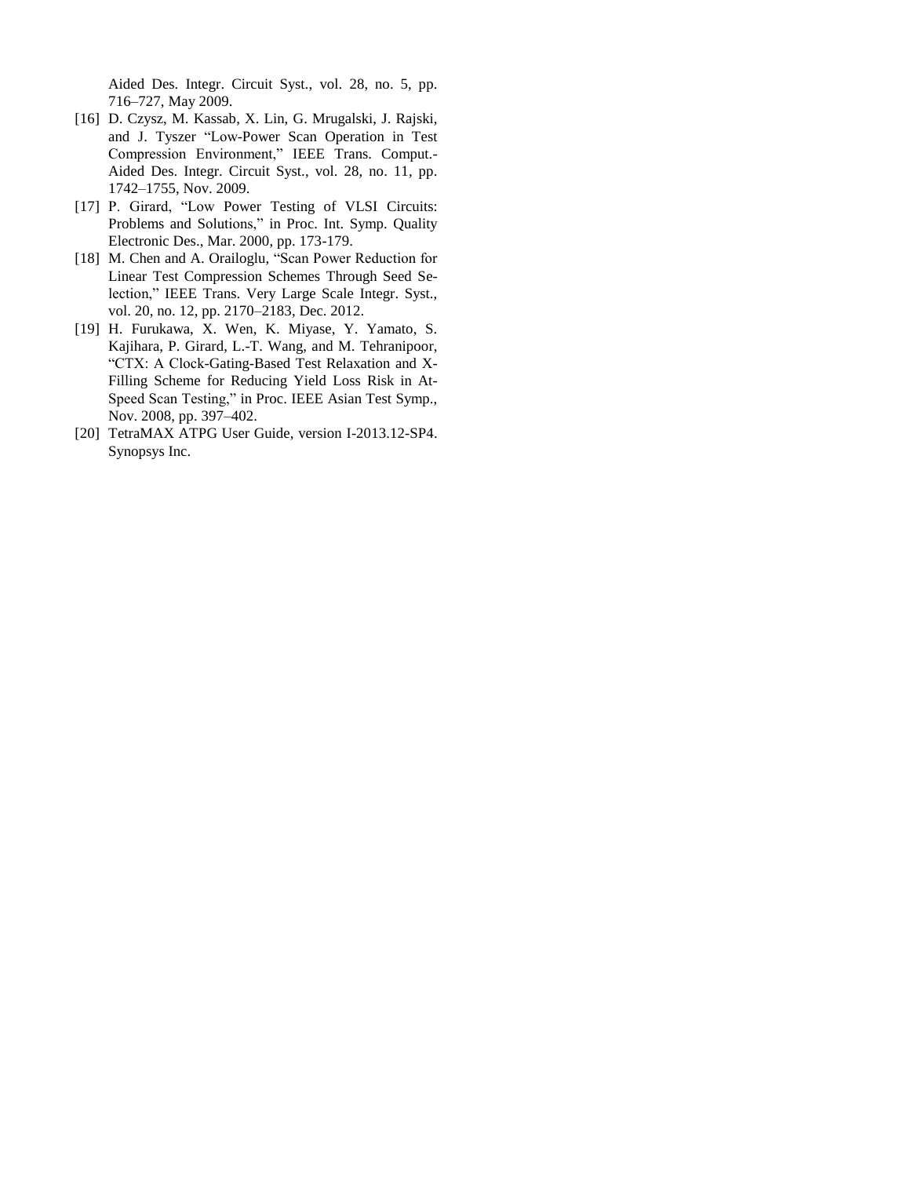Aided Des. Integr. Circuit Syst., vol. 28, no. 5, pp. 716–727, May 2009.

[16] D. Czysz, M. Kassab, X. Lin, G. Mrugalski, J. Rajski, and J. Tyszer "Low-Power Scan Operation in Test Compression Environment," IEEE Trans. Comput.-Aided Des. Integr. Circuit Syst., vol. 28, no. 11, pp. 1742–1755, Nov. 2009.

[17] P. Girard, "Low Power Testing of VLSI Circuits: Problems and Solutions," in Proc. Int. Symp. Quality Electronic Des., Mar. 2000, pp. 173-179.

[18] M. Chen and A. Orailoglu, "Scan Power Reduction for Linear Test Compression Schemes Through Seed Selection," IEEE Trans. Very Large Scale Integr. Syst., vol. 20, no. 12, pp. 2170–2183, Dec. 2012.

[19] H. Furukawa, X. Wen, K. Miyase, Y. Yamato, S. Kajihara, P. Girard, L.-T. Wang, and M. Tehranipoor, "CTX: A Clock-Gating-Based Test Relaxation and X-Filling Scheme for Reducing Yield Loss Risk in At-Speed Scan Testing," in Proc. IEEE Asian Test Symp., Nov. 2008, pp. 397–402.

[20] TetraMAX ATPG User Guide, version I-2013.12-SP4. Synopsys Inc.